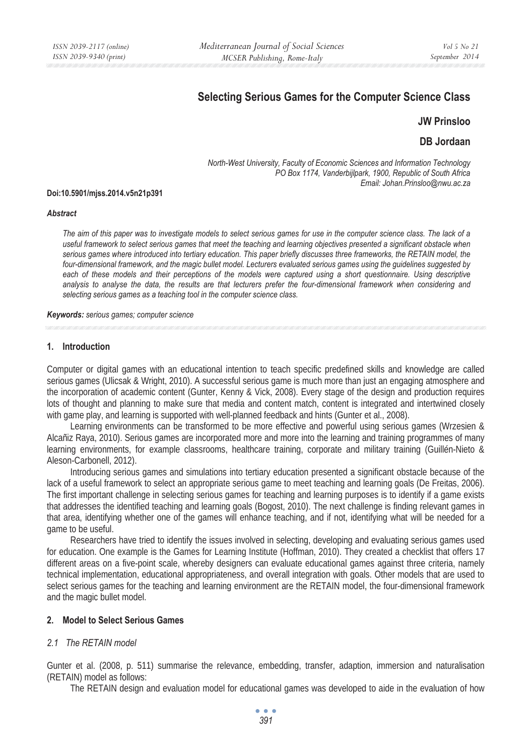# Selecting Serious Games for the Computer Science Class

**JW Prinsloo**

**DB Jordaan**

*North-West University, Faculty of Economic Sciences and Information Technology*
*PO Box 1174, Vanderbijlpark, 1900, Republic of South Africa*
*Email: Johan.Prinsloo@nwu.ac.za*

**Doi:10.5901/mjss.2014.v5n21p391**

***Abstract***

*The aim of this paper was to investigate models to select serious games for use in the computer science class. The lack of a useful framework to select serious games that meet the teaching and learning objectives presented a significant obstacle when serious games where introduced into tertiary education. This paper briefly discusses three frameworks, the RETAIN model, the four-dimensional framework, and the magic bullet model. Lecturers evaluated serious games using the guidelines suggested by each of these models and their perceptions of the models were captured using a short questionnaire. Using descriptive analysis to analyse the data, the results are that lecturers prefer the four-dimensional framework when considering and selecting serious games as a teaching tool in the computer science class.*

***Keywords:*** *serious games; computer science*

## 1. Introduction

Computer or digital games with an educational intention to teach specific predefined skills and knowledge are called serious games (Ulicsak & Wright, 2010). A successful serious game is much more than just an engaging atmosphere and the incorporation of academic content (Gunter, Kenny & Vick, 2008). Every stage of the design and production requires lots of thought and planning to make sure that media and content match, content is integrated and intertwined closely with game play, and learning is supported with well-planned feedback and hints (Gunter et al., 2008).

Learning environments can be transformed to be more effective and powerful using serious games (Wrzesien & Alcañiz Raya, 2010). Serious games are incorporated more and more into the learning and training programmes of many learning environments, for example classrooms, healthcare training, corporate and military training (Guillén-Nieto & Aleson-Carbonell, 2012).

Introducing serious games and simulations into tertiary education presented a significant obstacle because of the lack of a useful framework to select an appropriate serious game to meet teaching and learning goals (De Freitas, 2006). The first important challenge in selecting serious games for teaching and learning purposes is to identify if a game exists that addresses the identified teaching and learning goals (Bogost, 2010). The next challenge is finding relevant games in that area, identifying whether one of the games will enhance teaching, and if not, identifying what will be needed for a game to be useful.

Researchers have tried to identify the issues involved in selecting, developing and evaluating serious games used for education. One example is the Games for Learning Institute (Hoffman, 2010). They created a checklist that offers 17 different areas on a five-point scale, whereby designers can evaluate educational games against three criteria, namely technical implementation, educational appropriateness, and overall integration with goals. Other models that are used to select serious games for the teaching and learning environment are the RETAIN model, the four-dimensional framework and the magic bullet model.

## 2. Model to Select Serious Games

### *2.1 The RETAIN model*

Gunter et al. (2008, p. 511) summarise the relevance, embedding, transfer, adaption, immersion and naturalisation (RETAIN) model as follows:

The RETAIN design and evaluation model for educational games was developed to aide in the evaluation of how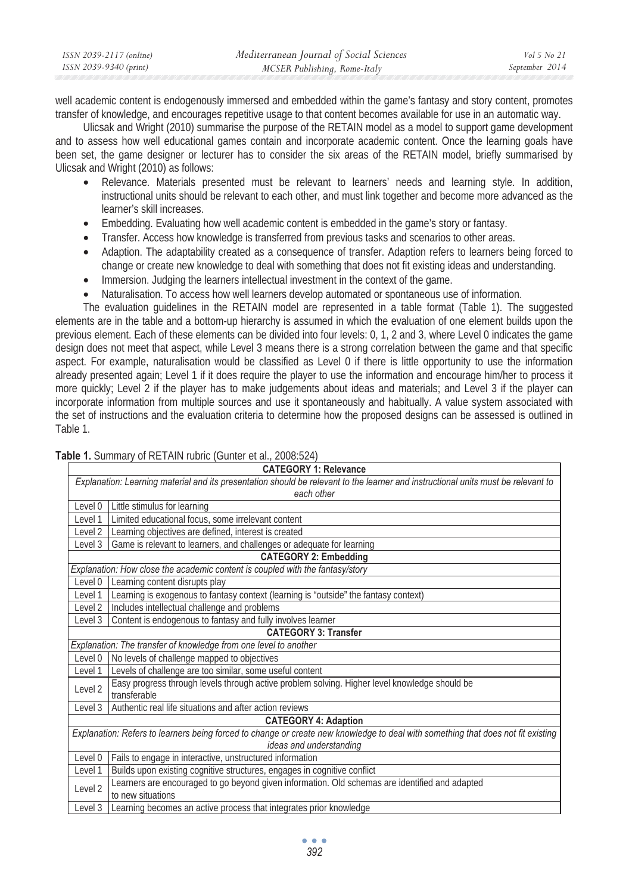well academic content is endogenously immersed and embedded within the game's fantasy and story content, promotes transfer of knowledge, and encourages repetitive usage to that content becomes available for use in an automatic way.

Ulicsak and Wright (2010) summarise the purpose of the RETAIN model as a model to support game development and to assess how well educational games contain and incorporate academic content. Once the learning goals have been set, the game designer or lecturer has to consider the six areas of the RETAIN model, briefly summarised by Ulicsak and Wright (2010) as follows:

- Relevance. Materials presented must be relevant to learners' needs and learning style. In addition, instructional units should be relevant to each other, and must link together and become more advanced as the learner's skill increases.
- Embedding. Evaluating how well academic content is embedded in the game's story or fantasy.
- Transfer. Access how knowledge is transferred from previous tasks and scenarios to other areas.
- Adaption. The adaptability created as a consequence of transfer. Adaption refers to learners being forced to change or create new knowledge to deal with something that does not fit existing ideas and understanding.
- Immersion. Judging the learners intellectual investment in the context of the game.
- Naturalisation. To access how well learners develop automated or spontaneous use of information.

The evaluation guidelines in the RETAIN model are represented in a table format (Table 1). The suggested elements are in the table and a bottom-up hierarchy is assumed in which the evaluation of one element builds upon the previous element. Each of these elements can be divided into four levels: 0, 1, 2 and 3, where Level 0 indicates the game design does not meet that aspect, while Level 3 means there is a strong correlation between the game and that specific aspect. For example, naturalisation would be classified as Level 0 if there is little opportunity to use the information already presented again; Level 1 if it does require the player to use the information and encourage him/her to process it more quickly; Level 2 if the player has to make judgements about ideas and materials; and Level 3 if the player can incorporate information from multiple sources and use it spontaneously and habitually. A value system associated with the set of instructions and the evaluation criteria to determine how the proposed designs can be assessed is outlined in Table 1.

**Table 1.** Summary of RETAIN rubric (Gunter et al., 2008:524)

| **CATEGORY 1: Relevance** | |
|---|---|
| *Explanation: Learning material and its presentation should be relevant to the learner and instructional units must be relevant to each other* | |
| Level 0 | Little stimulus for learning |
| Level 1 | Limited educational focus, some irrelevant content |
| Level 2 | Learning objectives are defined, interest is created |
| Level 3 | Game is relevant to learners, and challenges or adequate for learning |
| **CATEGORY 2: Embedding** | |
| *Explanation: How close the academic content is coupled with the fantasy/story* | |
| Level 0 | Learning content disrupts play |
| Level 1 | Learning is exogenous to fantasy context (learning is "outside" the fantasy context) |
| Level 2 | Includes intellectual challenge and problems |
| Level 3 | Content is endogenous to fantasy and fully involves learner |
| **CATEGORY 3: Transfer** | |
| *Explanation: The transfer of knowledge from one level to another* | |
| Level 0 | No levels of challenge mapped to objectives |
| Level 1 | Levels of challenge are too similar, some useful content |
| Level 2 | Easy progress through levels through active problem solving. Higher level knowledge should be transferable |
| Level 3 | Authentic real life situations and after action reviews |
| **CATEGORY 4: Adaption** | |
| *Explanation: Refers to learners being forced to change or create new knowledge to deal with something that does not fit existing ideas and understanding* | |
| Level 0 | Fails to engage in interactive, unstructured information |
| Level 1 | Builds upon existing cognitive structures, engages in cognitive conflict |
| Level 2 | Learners are encouraged to go beyond given information. Old schemas are identified and adapted to new situations |
| Level 3 | Learning becomes an active process that integrates prior knowledge |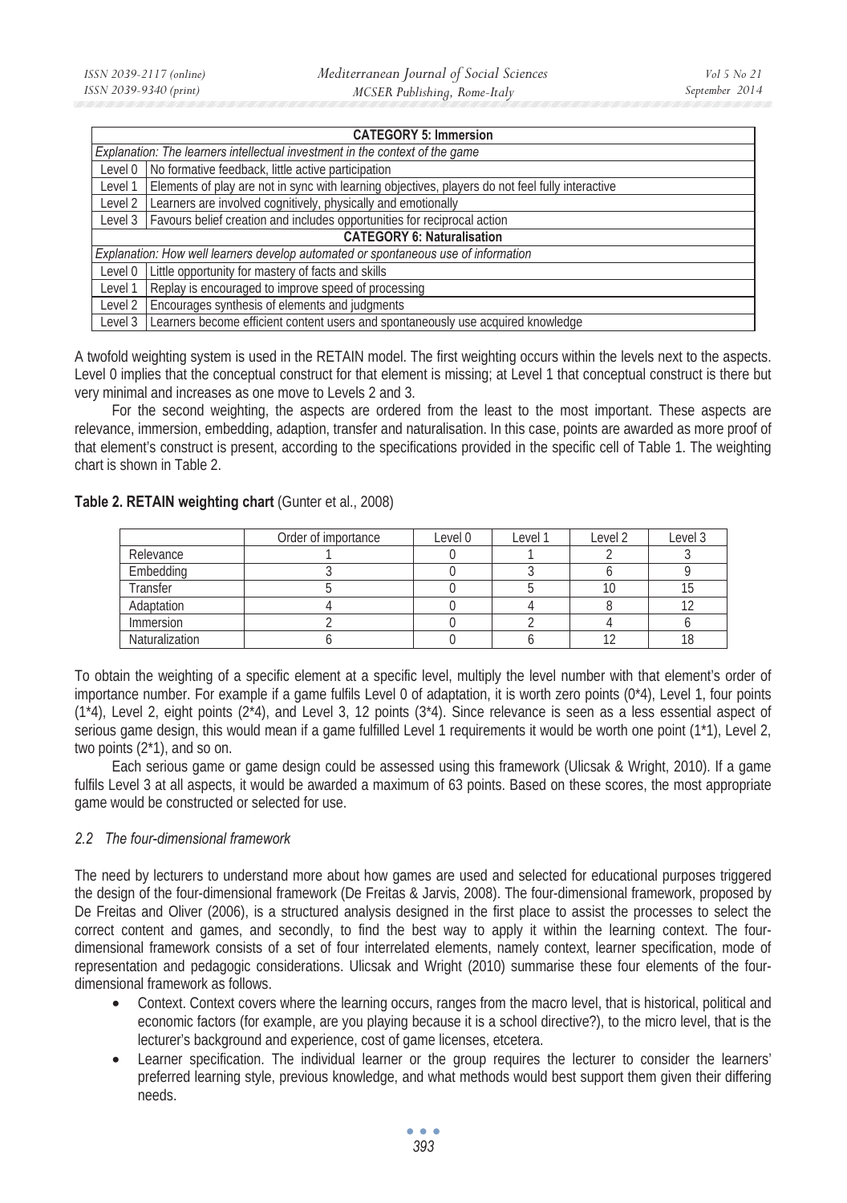| CATEGORY 5: Immersion | |
|---|---|
| *Explanation: The learners intellectual investment in the context of the game* | |
| Level 0 | No formative feedback, little active participation |
| Level 1 | Elements of play are not in sync with learning objectives, players do not feel fully interactive |
| Level 2 | Learners are involved cognitively, physically and emotionally |
| Level 3 | Favours belief creation and includes opportunities for reciprocal action |
| **CATEGORY 6: Naturalisation** | |
| *Explanation: How well learners develop automated or spontaneous use of information* | |
| Level 0 | Little opportunity for mastery of facts and skills |
| Level 1 | Replay is encouraged to improve speed of processing |
| Level 2 | Encourages synthesis of elements and judgments |
| Level 3 | Learners become efficient content users and spontaneously use acquired knowledge |

A twofold weighting system is used in the RETAIN model. The first weighting occurs within the levels next to the aspects. Level 0 implies that the conceptual construct for that element is missing; at Level 1 that conceptual construct is there but very minimal and increases as one move to Levels 2 and 3.

For the second weighting, the aspects are ordered from the least to the most important. These aspects are relevance, immersion, embedding, adaption, transfer and naturalisation. In this case, points are awarded as more proof of that element's construct is present, according to the specifications provided in the specific cell of Table 1. The weighting chart is shown in Table 2.

**Table 2. RETAIN weighting chart** (Gunter et al., 2008)

| | Order of importance | Level 0 | Level 1 | Level 2 | Level 3 |
|---|---|---|---|---|---|
| Relevance | 1 | 0 | 1 | 2 | 3 |
| Embedding | 3 | 0 | 3 | 6 | 9 |
| Transfer | 5 | 0 | 5 | 10 | 15 |
| Adaptation | 4 | 0 | 4 | 8 | 12 |
| Immersion | 2 | 0 | 2 | 4 | 6 |
| Naturalization | 6 | 0 | 6 | 12 | 18 |

To obtain the weighting of a specific element at a specific level, multiply the level number with that element's order of importance number. For example if a game fulfils Level 0 of adaptation, it is worth zero points (0*4), Level 1, four points (1*4), Level 2, eight points (2*4), and Level 3, 12 points (3*4). Since relevance is seen as a less essential aspect of serious game design, this would mean if a game fulfilled Level 1 requirements it would be worth one point (1*1), Level 2, two points (2*1), and so on.

Each serious game or game design could be assessed using this framework (Ulicsak & Wright, 2010). If a game fulfils Level 3 at all aspects, it would be awarded a maximum of 63 points. Based on these scores, the most appropriate game would be constructed or selected for use.

### *2.2 The four-dimensional framework*

The need by lecturers to understand more about how games are used and selected for educational purposes triggered the design of the four-dimensional framework (De Freitas & Jarvis, 2008). The four-dimensional framework, proposed by De Freitas and Oliver (2006), is a structured analysis designed in the first place to assist the processes to select the correct content and games, and secondly, to find the best way to apply it within the learning context. The four-dimensional framework consists of a set of four interrelated elements, namely context, learner specification, mode of representation and pedagogic considerations. Ulicsak and Wright (2010) summarise these four elements of the four-dimensional framework as follows.

- Context. Context covers where the learning occurs, ranges from the macro level, that is historical, political and economic factors (for example, are you playing because it is a school directive?), to the micro level, that is the lecturer's background and experience, cost of game licenses, etcetera.
- Learner specification. The individual learner or the group requires the lecturer to consider the learners' preferred learning style, previous knowledge, and what methods would best support them given their differing needs.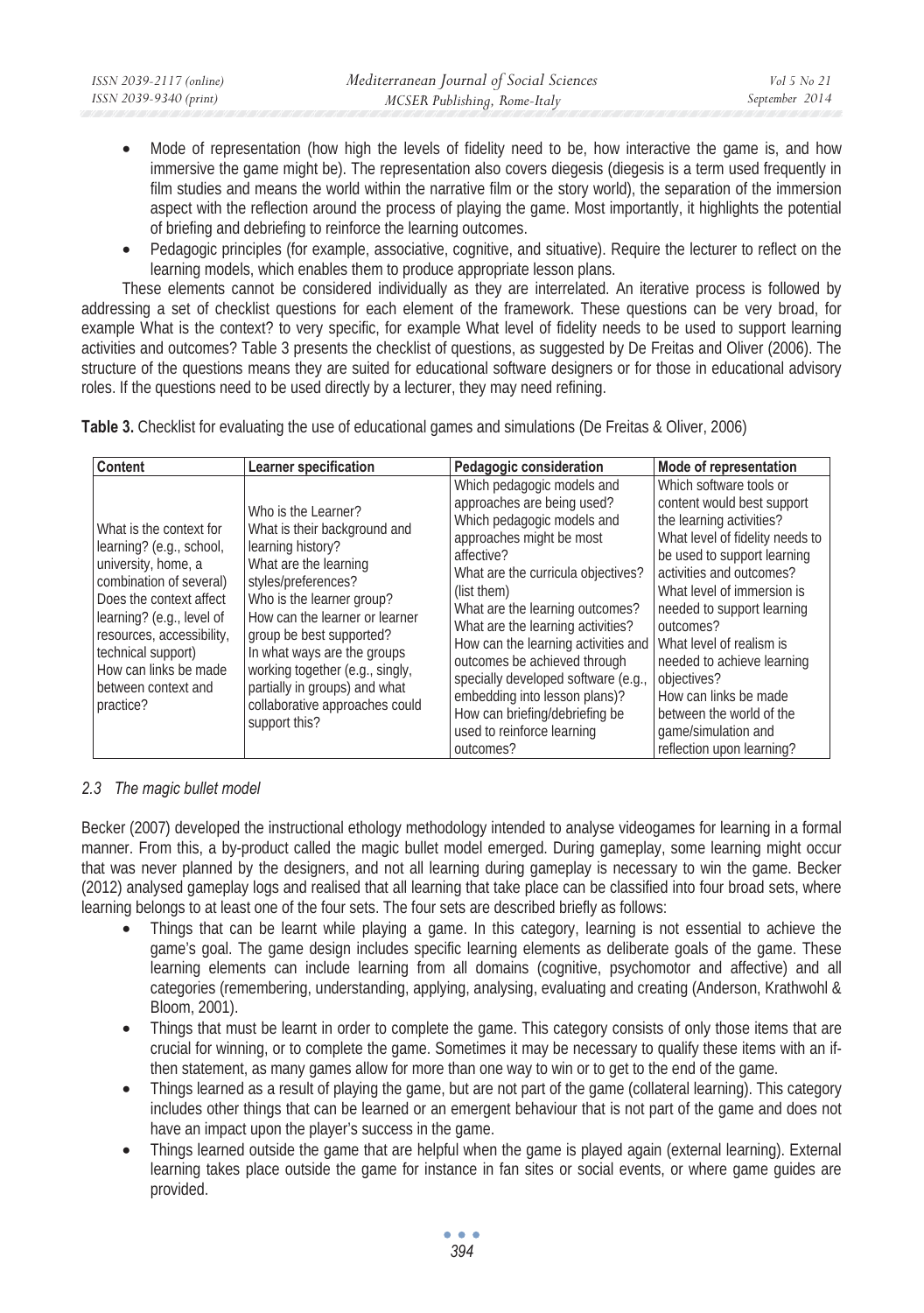- Mode of representation (how high the levels of fidelity need to be, how interactive the game is, and how immersive the game might be). The representation also covers diegesis (diegesis is a term used frequently in film studies and means the world within the narrative film or the story world), the separation of the immersion aspect with the reflection around the process of playing the game. Most importantly, it highlights the potential of briefing and debriefing to reinforce the learning outcomes.
- Pedagogic principles (for example, associative, cognitive, and situative). Require the lecturer to reflect on the learning models, which enables them to produce appropriate lesson plans.

These elements cannot be considered individually as they are interrelated. An iterative process is followed by addressing a set of checklist questions for each element of the framework. These questions can be very broad, for example What is the context? to very specific, for example What level of fidelity needs to be used to support learning activities and outcomes? Table 3 presents the checklist of questions, as suggested by De Freitas and Oliver (2006). The structure of the questions means they are suited for educational software designers or for those in educational advisory roles. If the questions need to be used directly by a lecturer, they may need refining.

**Table 3.** Checklist for evaluating the use of educational games and simulations (De Freitas & Oliver, 2006)

| Content | Learner specification | Pedagogic consideration | Mode of representation |
|---|---|---|---|
| What is the context for learning? (e.g., school, university, home, a combination of several) Does the context affect learning? (e.g., level of resources, accessibility, technical support) How can links be made between context and practice? | Who is the Learner? What is their background and learning history? What are the learning styles/preferences? Who is the learner group? How can the learner or learner group be best supported? In what ways are the groups working together (e.g., singly, partially in groups) and what collaborative approaches could support this? | Which pedagogic models and approaches are being used? Which pedagogic models and approaches might be most affective? What are the curricula objectives? (list them) What are the learning outcomes? What are the learning activities? How can the learning activities and outcomes be achieved through specially developed software (e.g., embedding into lesson plans)? How can briefing/debriefing be used to reinforce learning outcomes? | Which software tools or content would best support the learning activities? What level of fidelity needs to be used to support learning activities and outcomes? What level of immersion is needed to support learning outcomes? What level of realism is needed to achieve learning objectives? How can links be made between the world of the game/simulation and reflection upon learning? |

### *2.3 The magic bullet model*

Becker (2007) developed the instructional ethology methodology intended to analyse videogames for learning in a formal manner. From this, a by-product called the magic bullet model emerged. During gameplay, some learning might occur that was never planned by the designers, and not all learning during gameplay is necessary to win the game. Becker (2012) analysed gameplay logs and realised that all learning that take place can be classified into four broad sets, where learning belongs to at least one of the four sets. The four sets are described briefly as follows:

- Things that can be learnt while playing a game. In this category, learning is not essential to achieve the game's goal. The game design includes specific learning elements as deliberate goals of the game. These learning elements can include learning from all domains (cognitive, psychomotor and affective) and all categories (remembering, understanding, applying, analysing, evaluating and creating (Anderson, Krathwohl & Bloom, 2001).
- Things that must be learnt in order to complete the game. This category consists of only those items that are crucial for winning, or to complete the game. Sometimes it may be necessary to qualify these items with an if-then statement, as many games allow for more than one way to win or to get to the end of the game.
- Things learned as a result of playing the game, but are not part of the game (collateral learning). This category includes other things that can be learned or an emergent behaviour that is not part of the game and does not have an impact upon the player's success in the game.
- Things learned outside the game that are helpful when the game is played again (external learning). External learning takes place outside the game for instance in fan sites or social events, or where game guides are provided.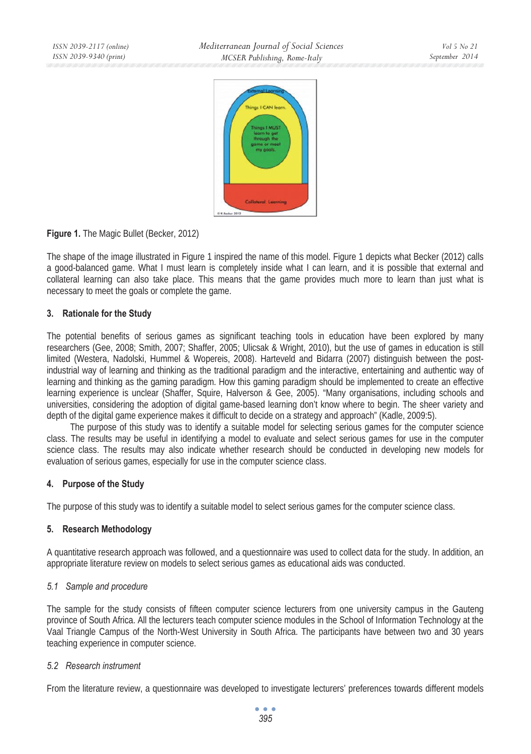**Figure 1.** The Magic Bullet (Becker, 2012)

The shape of the image illustrated in Figure 1 inspired the name of this model. Figure 1 depicts what Becker (2012) calls a good-balanced game. What I must learn is completely inside what I can learn, and it is possible that external and collateral learning can also take place. This means that the game provides much more to learn than just what is necessary to meet the goals or complete the game.

## 3. Rationale for the Study

The potential benefits of serious games as significant teaching tools in education have been explored by many researchers (Gee, 2008; Smith, 2007; Shaffer, 2005; Ulicsak & Wright, 2010), but the use of games in education is still limited (Westera, Nadolski, Hummel & Wopereis, 2008). Harteveld and Bidarra (2007) distinguish between the post-industrial way of learning and thinking as the traditional paradigm and the interactive, entertaining and authentic way of learning and thinking as the gaming paradigm. How this gaming paradigm should be implemented to create an effective learning experience is unclear (Shaffer, Squire, Halverson & Gee, 2005). "Many organisations, including schools and universities, considering the adoption of digital game-based learning don't know where to begin. The sheer variety and depth of the digital game experience makes it difficult to decide on a strategy and approach" (Kadle, 2009:5).

The purpose of this study was to identify a suitable model for selecting serious games for the computer science class. The results may be useful in identifying a model to evaluate and select serious games for use in the computer science class. The results may also indicate whether research should be conducted in developing new models for evaluation of serious games, especially for use in the computer science class.

## 4. Purpose of the Study

The purpose of this study was to identify a suitable model to select serious games for the computer science class.

## 5. Research Methodology

A quantitative research approach was followed, and a questionnaire was used to collect data for the study. In addition, an appropriate literature review on models to select serious games as educational aids was conducted.

### *5.1 Sample and procedure*

The sample for the study consists of fifteen computer science lecturers from one university campus in the Gauteng province of South Africa. All the lecturers teach computer science modules in the School of Information Technology at the Vaal Triangle Campus of the North-West University in South Africa. The participants have between two and 30 years teaching experience in computer science.

### *5.2 Research instrument*

From the literature review, a questionnaire was developed to investigate lecturers' preferences towards different models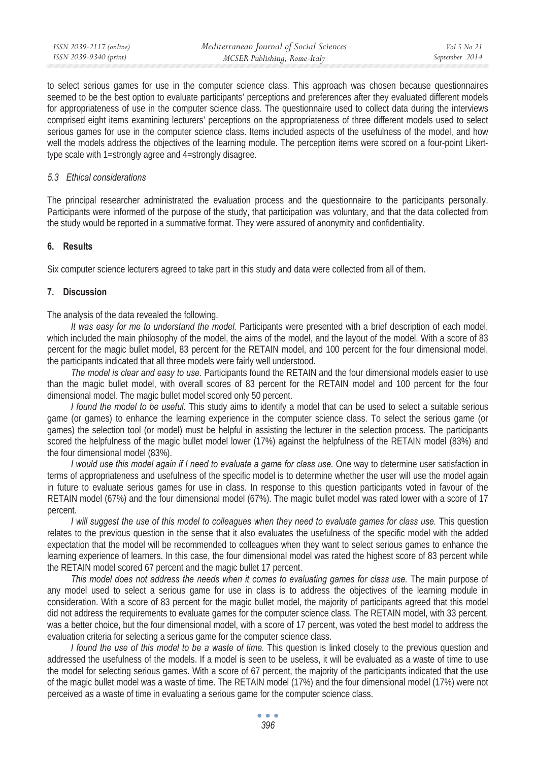to select serious games for use in the computer science class. This approach was chosen because questionnaires seemed to be the best option to evaluate participants' perceptions and preferences after they evaluated different models for appropriateness of use in the computer science class. The questionnaire used to collect data during the interviews comprised eight items examining lecturers' perceptions on the appropriateness of three different models used to select serious games for use in the computer science class. Items included aspects of the usefulness of the model, and how well the models address the objectives of the learning module. The perception items were scored on a four-point Likert-type scale with 1=strongly agree and 4=strongly disagree.

### *5.3 Ethical considerations*

The principal researcher administrated the evaluation process and the questionnaire to the participants personally. Participants were informed of the purpose of the study, that participation was voluntary, and that the data collected from the study would be reported in a summative format. They were assured of anonymity and confidentiality.

## 6. Results

Six computer science lecturers agreed to take part in this study and data were collected from all of them.

## 7. Discussion

The analysis of the data revealed the following.

*It was easy for me to understand the model.* Participants were presented with a brief description of each model, which included the main philosophy of the model, the aims of the model, and the layout of the model. With a score of 83 percent for the magic bullet model, 83 percent for the RETAIN model, and 100 percent for the four dimensional model, the participants indicated that all three models were fairly well understood.

*The model is clear and easy to use.* Participants found the RETAIN and the four dimensional models easier to use than the magic bullet model, with overall scores of 83 percent for the RETAIN model and 100 percent for the four dimensional model. The magic bullet model scored only 50 percent.

*I found the model to be useful.* This study aims to identify a model that can be used to select a suitable serious game (or games) to enhance the learning experience in the computer science class. To select the serious game (or games) the selection tool (or model) must be helpful in assisting the lecturer in the selection process. The participants scored the helpfulness of the magic bullet model lower (17%) against the helpfulness of the RETAIN model (83%) and the four dimensional model (83%).

*I would use this model again if I need to evaluate a game for class use.* One way to determine user satisfaction in terms of appropriateness and usefulness of the specific model is to determine whether the user will use the model again in future to evaluate serious games for use in class. In response to this question participants voted in favour of the RETAIN model (67%) and the four dimensional model (67%). The magic bullet model was rated lower with a score of 17 percent.

*I will suggest the use of this model to colleagues when they need to evaluate games for class use.* This question relates to the previous question in the sense that it also evaluates the usefulness of the specific model with the added expectation that the model will be recommended to colleagues when they want to select serious games to enhance the learning experience of learners. In this case, the four dimensional model was rated the highest score of 83 percent while the RETAIN model scored 67 percent and the magic bullet 17 percent.

*This model does not address the needs when it comes to evaluating games for class use.* The main purpose of any model used to select a serious game for use in class is to address the objectives of the learning module in consideration. With a score of 83 percent for the magic bullet model, the majority of participants agreed that this model did not address the requirements to evaluate games for the computer science class. The RETAIN model, with 33 percent, was a better choice, but the four dimensional model, with a score of 17 percent, was voted the best model to address the evaluation criteria for selecting a serious game for the computer science class.

*I found the use of this model to be a waste of time.* This question is linked closely to the previous question and addressed the usefulness of the models. If a model is seen to be useless, it will be evaluated as a waste of time to use the model for selecting serious games. With a score of 67 percent, the majority of the participants indicated that the use of the magic bullet model was a waste of time. The RETAIN model (17%) and the four dimensional model (17%) were not perceived as a waste of time in evaluating a serious game for the computer science class.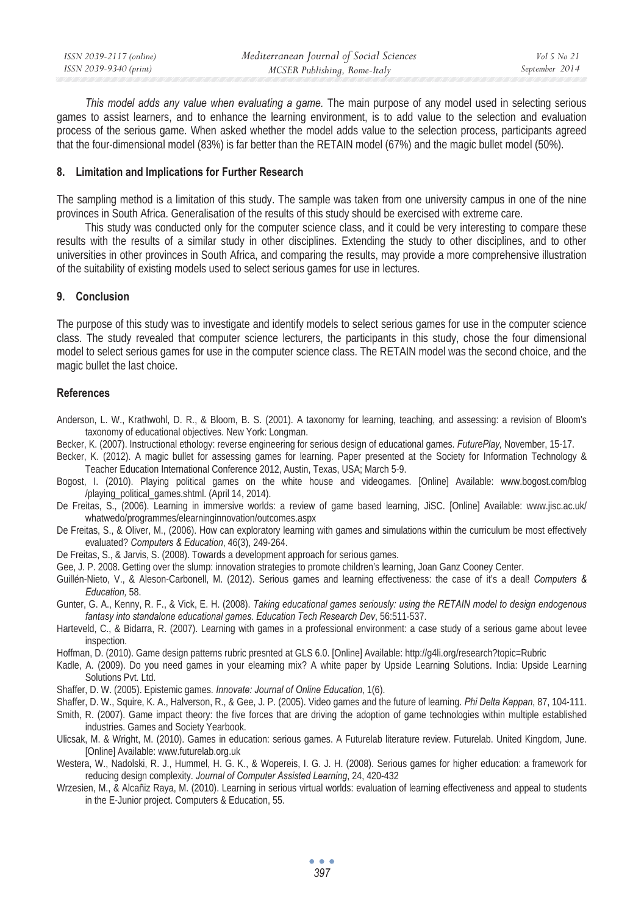*This model adds any value when evaluating a game.* The main purpose of any model used in selecting serious games to assist learners, and to enhance the learning environment, is to add value to the selection and evaluation process of the serious game. When asked whether the model adds value to the selection process, participants agreed that the four-dimensional model (83%) is far better than the RETAIN model (67%) and the magic bullet model (50%).

## 8. Limitation and Implications for Further Research

The sampling method is a limitation of this study. The sample was taken from one university campus in one of the nine provinces in South Africa. Generalisation of the results of this study should be exercised with extreme care.

This study was conducted only for the computer science class, and it could be very interesting to compare these results with the results of a similar study in other disciplines. Extending the study to other disciplines, and to other universities in other provinces in South Africa, and comparing the results, may provide a more comprehensive illustration of the suitability of existing models used to select serious games for use in lectures.

## 9. Conclusion

The purpose of this study was to investigate and identify models to select serious games for use in the computer science class. The study revealed that computer science lecturers, the participants in this study, chose the four dimensional model to select serious games for use in the computer science class. The RETAIN model was the second choice, and the magic bullet the last choice.

## References

Anderson, L. W., Krathwohl, D. R., & Bloom, B. S. (2001). A taxonomy for learning, teaching, and assessing: a revision of Bloom's taxonomy of educational objectives. New York: Longman.

Becker, K. (2007). Instructional ethology: reverse engineering for serious design of educational games. *FuturePlay,* November, 15-17.

Becker, K. (2012). A magic bullet for assessing games for learning. Paper presented at the Society for Information Technology & Teacher Education International Conference 2012, Austin, Texas, USA; March 5-9.

Bogost, I. (2010). Playing political games on the white house and videogames. [Online] Available: www.bogost.com/blog /playing_political_games.shtml. (April 14, 2014).

De Freitas, S., (2006). Learning in immersive worlds: a review of game based learning, JiSC. [Online] Available: www.jisc.ac.uk/ whatwedo/programmes/elearninginnovation/outcomes.aspx

De Freitas, S., & Oliver, M., (2006). How can exploratory learning with games and simulations within the curriculum be most effectively evaluated? *Computers & Education*, 46(3), 249-264.

De Freitas, S., & Jarvis, S. (2008). Towards a development approach for serious games.

Gee, J. P. 2008. Getting over the slump: innovation strategies to promote children's learning, Joan Ganz Cooney Center.

Guillén-Nieto, V., & Aleson-Carbonell, M. (2012). Serious games and learning effectiveness: the case of it's a deal! *Computers & Education,* 58.

Gunter, G. A., Kenny, R. F., & Vick, E. H. (2008). *Taking educational games seriously: using the RETAIN model to design endogenous fantasy into standalone educational games. Education Tech Research Dev*, 56:511-537.

Harteveld, C., & Bidarra, R. (2007). Learning with games in a professional environment: a case study of a serious game about levee inspection.

Hoffman, D. (2010). Game design patterns rubric presnted at GLS 6.0. [Online] Available: http://g4li.org/research?topic=Rubric

Kadle, A. (2009). Do you need games in your elearning mix? A white paper by Upside Learning Solutions. India: Upside Learning Solutions Pvt. Ltd.

Shaffer, D. W. (2005). Epistemic games. *Innovate: Journal of Online Education*, 1(6).

Shaffer, D. W., Squire, K. A., Halverson, R., & Gee, J. P. (2005). Video games and the future of learning. *Phi Delta Kappan*, 87, 104-111.

Smith, R. (2007). Game impact theory: the five forces that are driving the adoption of game technologies within multiple established industries. Games and Society Yearbook.

Ulicsak, M. & Wright, M. (2010). Games in education: serious games. A Futurelab literature review. Futurelab. United Kingdom, June. [Online] Available: www.futurelab.org.uk

Westera, W., Nadolski, R. J., Hummel, H. G. K., & Wopereis, I. G. J. H. (2008). Serious games for higher education: a framework for reducing design complexity. *Journal of Computer Assisted Learning*, 24, 420-432

Wrzesien, M., & Alcañiz Raya, M. (2010). Learning in serious virtual worlds: evaluation of learning effectiveness and appeal to students in the E-Junior project. Computers & Education, 55.